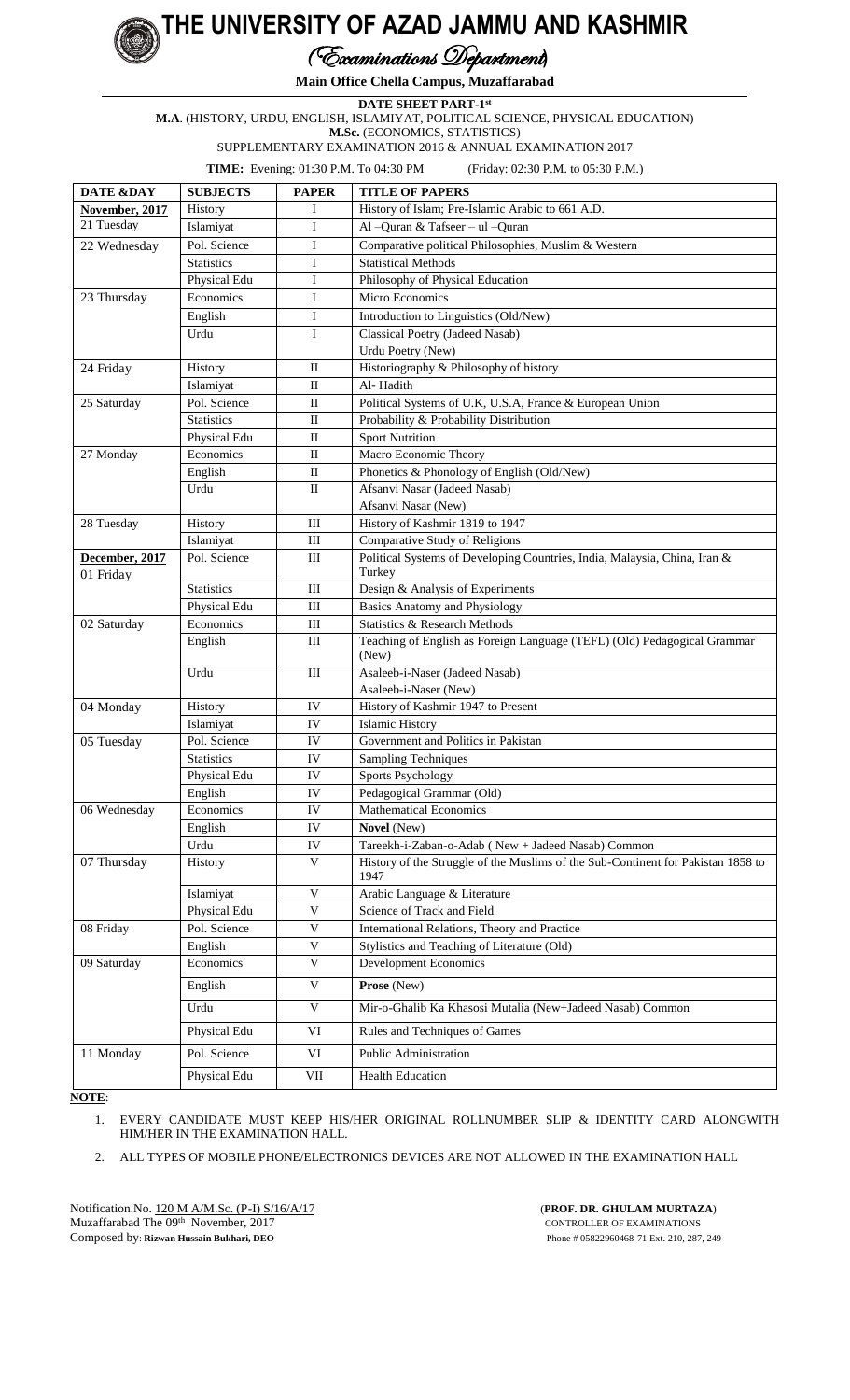# THE UNIVERSITY OF AZAD JAMMU AND KASHMIR

## (Examinations Department)

**Main Office Chella Campus, Muzaffarabad**

**DATE SHEET PART-1st**

**M.A**. (HISTORY, URDU, ENGLISH, ISLAMIYAT, POLITICAL SCIENCE, PHYSICAL EDUCATION)

**M.Sc.** (ECONOMICS, STATISTICS)

SUPPLEMENTARY EXAMINATION 2016 & ANNUAL EXAMINATION 2017

**TIME:** Evening: 01:30 P.M. To 04:30 PM (Friday: 02:30 P.M. to 05:30 P.M.)

| DATE &DAY | SUBJECTS | PAPER | TITLE OF PAPERS |
|---|---|---|---|
| **November, 2017** | History | I | History of Islam; Pre-Islamic Arabic to 661 A.D. |
| 21 Tuesday | Islamiyat | I | Al –Quran & Tafseer – ul –Quran |
| 22 Wednesday | Pol. Science | I | Comparative political Philosophies, Muslim & Western |
| | Statistics | I | Statistical Methods |
| | Physical Edu | I | Philosophy of Physical Education |
| 23 Thursday | Economics | I | Micro Economics |
| | English | I | Introduction to Linguistics (Old/New) |
| | Urdu | I | Classical Poetry (Jadeed Nasab)<br>Urdu Poetry (New) |
| 24 Friday | History | II | Historiography & Philosophy of history |
| | Islamiyat | II | Al- Hadith |
| 25 Saturday | Pol. Science | II | Political Systems of U.K, U.S.A, France & European Union |
| | Statistics | II | Probability & Probability Distribution |
| | Physical Edu | II | Sport Nutrition |
| 27 Monday | Economics | II | Macro Economic Theory |
| | English | II | Phonetics & Phonology of English (Old/New) |
| | Urdu | II | Afsanvi Nasar (Jadeed Nasab)<br>Afsanvi Nasar (New) |
| 28 Tuesday | History | III | History of Kashmir 1819 to 1947 |
| | Islamiyat | III | Comparative Study of Religions |
| **December, 2017**<br>01 Friday | Pol. Science | III | Political Systems of Developing Countries, India, Malaysia, China, Iran & Turkey |
| | Statistics | III | Design & Analysis of Experiments |
| | Physical Edu | III | Basics Anatomy and Physiology |
| 02 Saturday | Economics | III | Statistics & Research Methods |
| | English | III | Teaching of English as Foreign Language (TEFL) (Old) Pedagogical Grammar (New) |
| | Urdu | III | Asaleeb-i-Naser (Jadeed Nasab)<br>Asaleeb-i-Naser (New) |
| 04 Monday | History | IV | History of Kashmir 1947 to Present |
| | Islamiyat | IV | Islamic History |
| 05 Tuesday | Pol. Science | IV | Government and Politics in Pakistan |
| | Statistics | IV | Sampling Techniques |
| | Physical Edu | IV | Sports Psychology |
| | English | IV | Pedagogical Grammar (Old) |
| 06 Wednesday | Economics | IV | Mathematical Economics |
| | English | IV | **Novel** (New) |
| | Urdu | IV | Tareekh-i-Zaban-o-Adab ( New + Jadeed Nasab) Common |
| 07 Thursday | History | V | History of the Struggle of the Muslims of the Sub-Continent for Pakistan 1858 to 1947 |
| | Islamiyat | V | Arabic Language & Literature |
| | Physical Edu | V | Science of Track and Field |
| 08 Friday | Pol. Science | V | International Relations, Theory and Practice |
| | English | V | Stylistics and Teaching of Literature (Old) |
| 09 Saturday | Economics | V | Development Economics |
| | English | V | **Prose** (New) |
| | Urdu | V | Mir-o-Ghalib Ka Khasosi Mutalia (New+Jadeed Nasab) Common |
| | Physical Edu | VI | Rules and Techniques of Games |
| 11 Monday | Pol. Science | VI | Public Administration |
| | Physical Edu | VII | Health Education |

**NOTE**:

1. EVERY CANDIDATE MUST KEEP HIS/HER ORIGINAL ROLLNUMBER SLIP & IDENTITY CARD ALONGWITH HIM/HER IN THE EXAMINATION HALL.
2. ALL TYPES OF MOBILE PHONE/ELECTRONICS DEVICES ARE NOT ALLOWED IN THE EXAMINATION HALL

Notification.No. 120 M A/M.Sc. (P-I) S/16/A/17
Muzaffarabad The 09th November, 2017
Composed by: **Rizwan Hussain Bukhari, DEO**

(**PROF. DR. GHULAM MURTAZA**)
CONTROLLER OF EXAMINATIONS
Phone # 05822960468-71 Ext. 210, 287, 249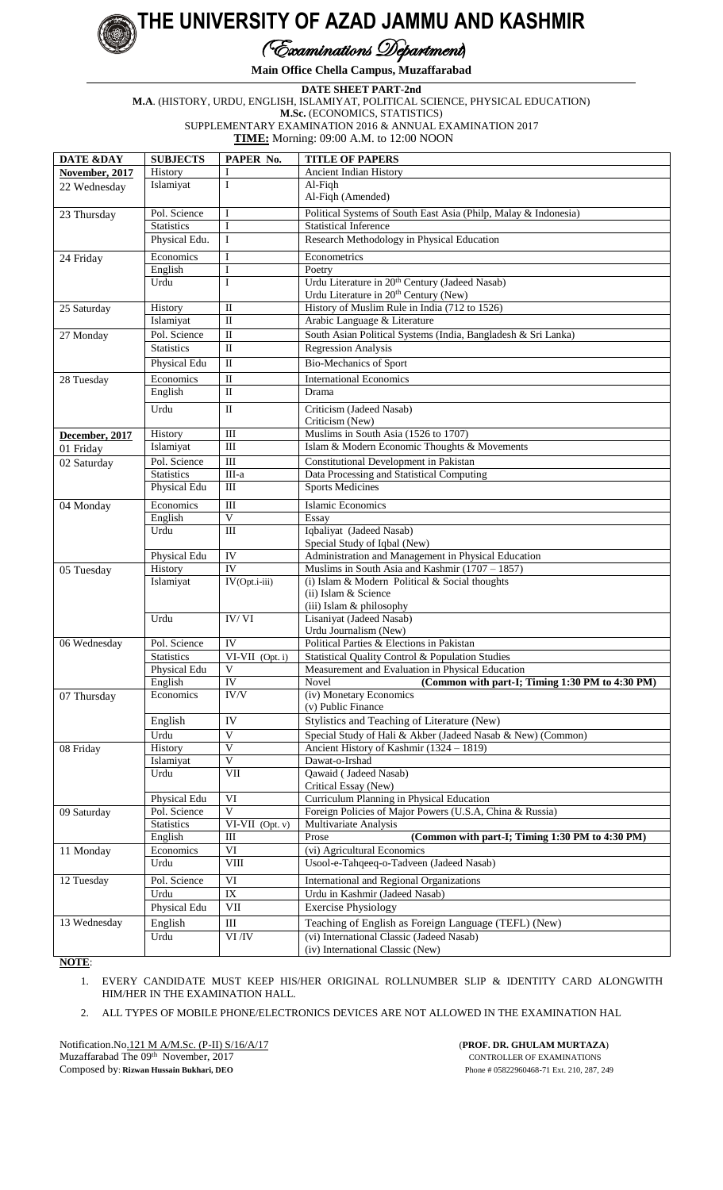# THE UNIVERSITY OF AZAD JAMMU AND KASHMIR

*(Examinations Department)*

**Main Office Chella Campus, Muzaffarabad**

**DATE SHEET PART-2nd**

**M.A**. (HISTORY, URDU, ENGLISH, ISLAMIYAT, POLITICAL SCIENCE, PHYSICAL EDUCATION)
**M.Sc.** (ECONOMICS, STATISTICS)
SUPPLEMENTARY EXAMINATION 2016 & ANNUAL EXAMINATION 2017
**TIME:** Morning: 09:00 A.M. to 12:00 NOON

| DATE &DAY | SUBJECTS | PAPER No. | TITLE OF PAPERS |
|---|---|---|---|
| **November, 2017** | History | I | Ancient Indian History |
| 22 Wednesday | Islamiyat | I | Al-Fiqh<br>Al-Fiqh (Amended) |
| 23 Thursday | Pol. Science | I | Political Systems of South East Asia (Philp, Malay & Indonesia) |
| | Statistics | I | Statistical Inference |
| | Physical Edu. | I | Research Methodology in Physical Education |
| 24 Friday | Economics | I | Econometrics |
| | English | I | Poetry |
| | Urdu | I | Urdu Literature in 20th Century (Jadeed Nasab)<br>Urdu Literature in 20th Century (New) |
| 25 Saturday | History | II | History of Muslim Rule in India (712 to 1526) |
| | Islamiyat | II | Arabic Language & Literature |
| 27 Monday | Pol. Science | II | South Asian Political Systems (India, Bangladesh & Sri Lanka) |
| | Statistics | II | Regression Analysis |
| | Physical Edu | II | Bio-Mechanics of Sport |
| 28 Tuesday | Economics | II | International Economics |
| | English | II | Drama |
| | Urdu | II | Criticism (Jadeed Nasab)<br>Criticism (New) |
| **December, 2017** | History | III | Muslims in South Asia (1526 to 1707) |
| 01 Friday | Islamiyat | III | Islam & Modern Economic Thoughts & Movements |
| 02 Saturday | Pol. Science | III | Constitutional Development in Pakistan |
| | Statistics | III-a | Data Processing and Statistical Computing |
| | Physical Edu | III | Sports Medicines |
| 04 Monday | Economics | III | Islamic Economics |
| | English | V | Essay |
| | Urdu | III | Iqbaliyat (Jadeed Nasab)<br>Special Study of Iqbal (New) |
| | Physical Edu | IV | Administration and Management in Physical Education |
| 05 Tuesday | History | IV | Muslims in South Asia and Kashmir (1707 – 1857) |
| | Islamiyat | IV(Opt.i-iii) | (i) Islam & Modern Political & Social thoughts<br>(ii) Islam & Science<br>(iii) Islam & philosophy |
| | Urdu | IV/ VI | Lisaniyat (Jadeed Nasab)<br>Urdu Journalism (New) |
| 06 Wednesday | Pol. Science | IV | Political Parties & Elections in Pakistan |
| | Statistics | VI-VII (Opt. i) | Statistical Quality Control & Population Studies |
| | Physical Edu | V | Measurement and Evaluation in Physical Education |
| | English | IV | Novel **(Common with part-I; Timing 1:30 PM to 4:30 PM)** |
| 07 Thursday | Economics | IV/V | (iv) Monetary Economics<br>(v) Public Finance |
| | English | IV | Stylistics and Teaching of Literature (New) |
| | Urdu | V | Special Study of Hali & Akber (Jadeed Nasab & New) (Common) |
| 08 Friday | History | V | Ancient History of Kashmir (1324 – 1819) |
| | Islamiyat | V | Dawat-o-Irshad |
| | Urdu | VII | Qawaid ( Jadeed Nasab)<br>Critical Essay (New) |
| | Physical Edu | VI | Curriculum Planning in Physical Education |
| 09 Saturday | Pol. Science | V | Foreign Policies of Major Powers (U.S.A, China & Russia) |
| | Statistics | VI-VII (Opt. v) | Multivariate Analysis |
| | English | III | Prose **(Common with part-I; Timing 1:30 PM to 4:30 PM)** |
| 11 Monday | Economics | VI | (vi) Agricultural Economics |
| | Urdu | VIII | Usool-e-Tahqeeq-o-Tadveen (Jadeed Nasab) |
| 12 Tuesday | Pol. Science | VI | International and Regional Organizations |
| | Urdu | IX | Urdu in Kashmir (Jadeed Nasab) |
| | Physical Edu | VII | Exercise Physiology |
| 13 Wednesday | English | III | Teaching of English as Foreign Language (TEFL) (New) |
| | Urdu | VI /IV | (vi) International Classic (Jadeed Nasab)<br>(iv) International Classic (New) |

**NOTE**:

1. EVERY CANDIDATE MUST KEEP HIS/HER ORIGINAL ROLLNUMBER SLIP & IDENTITY CARD ALONGWITH HIM/HER IN THE EXAMINATION HALL.
2. ALL TYPES OF MOBILE PHONE/ELECTRONICS DEVICES ARE NOT ALLOWED IN THE EXAMINATION HAL

Notification.No.121 M A/M.Sc. (P-II) S/16/A/17
Muzaffarabad The 09th November, 2017
Composed by: **Rizwan Hussain Bukhari, DEO**

(**PROF. DR. GHULAM MURTAZA**)
CONTROLLER OF EXAMINATIONS
Phone # 05822960468-71 Ext. 210, 287, 249